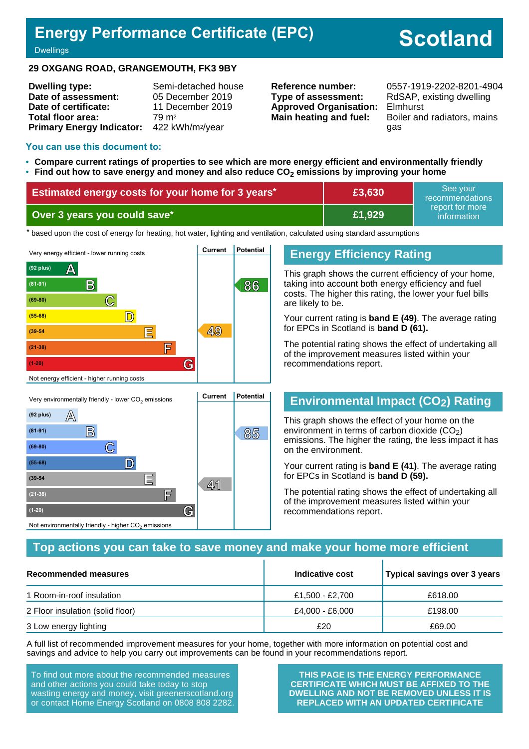# Energy Performance Certificate (EPC)

Dwellings

**Scotland**

**29 OXGANG ROAD, GRANGEMOUTH, FK3 9BY**

| | | | |
|---|---|---|---|
| **Dwelling type:** | Semi-detached house | **Reference number:** | 0557-1919-2202-8201-4904 |
| **Date of assessment:** | 05 December 2019 | **Type of assessment:** | RdSAP, existing dwelling |
| **Date of certificate:** | 11 December 2019 | **Approved Organisation:** | Elmhurst |
| **Total floor area:** | 79 m² | **Main heating and fuel:** | Boiler and radiators, mains gas |
| **Primary Energy Indicator:** | 422 kWh/m²/year | | |

## You can use this document to:

- **Compare current ratings of properties to see which are more energy efficient and environmentally friendly**
- **Find out how to save energy and money and also reduce $CO_2$ emissions by improving your home**

| | | |
|---|---|---|
| **Estimated energy costs for your home for 3 years*** | **£3,630** | See your recommendations report for more information |
| **Over 3 years you could save*** | **£1,929** | |

* based upon the cost of energy for heating, hot water, lighting and ventilation, calculated using standard assumptions

Very energy efficient - lower running costs

| Band | Current | Potential |
|---|---|---|
| (92 plus) A | | |
| (81-91) B | | 86 |
| (69-80) C | | |
| (55-68) D | | |
| (39-54 E | 49 | |
| (21-38) F | | |
| (1-20) G | | |

Not energy efficient - higher running costs

## Energy Efficiency Rating

This graph shows the current efficiency of your home, taking into account both energy efficiency and fuel costs. The higher this rating, the lower your fuel bills are likely to be.

Your current rating is **band E (49)**. The average rating for EPCs in Scotland is **band D (61).**

The potential rating shows the effect of undertaking all of the improvement measures listed within your recommendations report.

Very environmentally friendly - lower $CO_2$ emissions

| Band | Current | Potential |
|---|---|---|
| (92 plus) A | | |
| (81-91) B | | 85 |
| (69-80) C | | |
| (55-68) D | | |
| (39-54 E | | |
| (21-38) F | 41 | |
| (1-20) G | | |

Not environmentally friendly - higher $CO_2$ emissions

## Environmental Impact ($CO_2$) Rating

This graph shows the effect of your home on the environment in terms of carbon dioxide ($CO_2$) emissions. The higher the rating, the less impact it has on the environment.

Your current rating is **band E (41)**. The average rating for EPCs in Scotland is **band D (59).**

The potential rating shows the effect of undertaking all of the improvement measures listed within your recommendations report.

## Top actions you can take to save money and make your home more efficient

| Recommended measures | Indicative cost | Typical savings over 3 years |
|---|---|---|
| 1 Room-in-roof insulation | £1,500 - £2,700 | £618.00 |
| 2 Floor insulation (solid floor) | £4,000 - £6,000 | £198.00 |
| 3 Low energy lighting | £20 | £69.00 |

A full list of recommended improvement measures for your home, together with more information on potential cost and savings and advice to help you carry out improvements can be found in your recommendations report.

To find out more about the recommended measures and other actions you could take today to stop wasting energy and money, visit greenerscotland.org or contact Home Energy Scotland on 0808 808 2282.

**THIS PAGE IS THE ENERGY PERFORMANCE CERTIFICATE WHICH MUST BE AFFIXED TO THE DWELLING AND NOT BE REMOVED UNLESS IT IS REPLACED WITH AN UPDATED CERTIFICATE**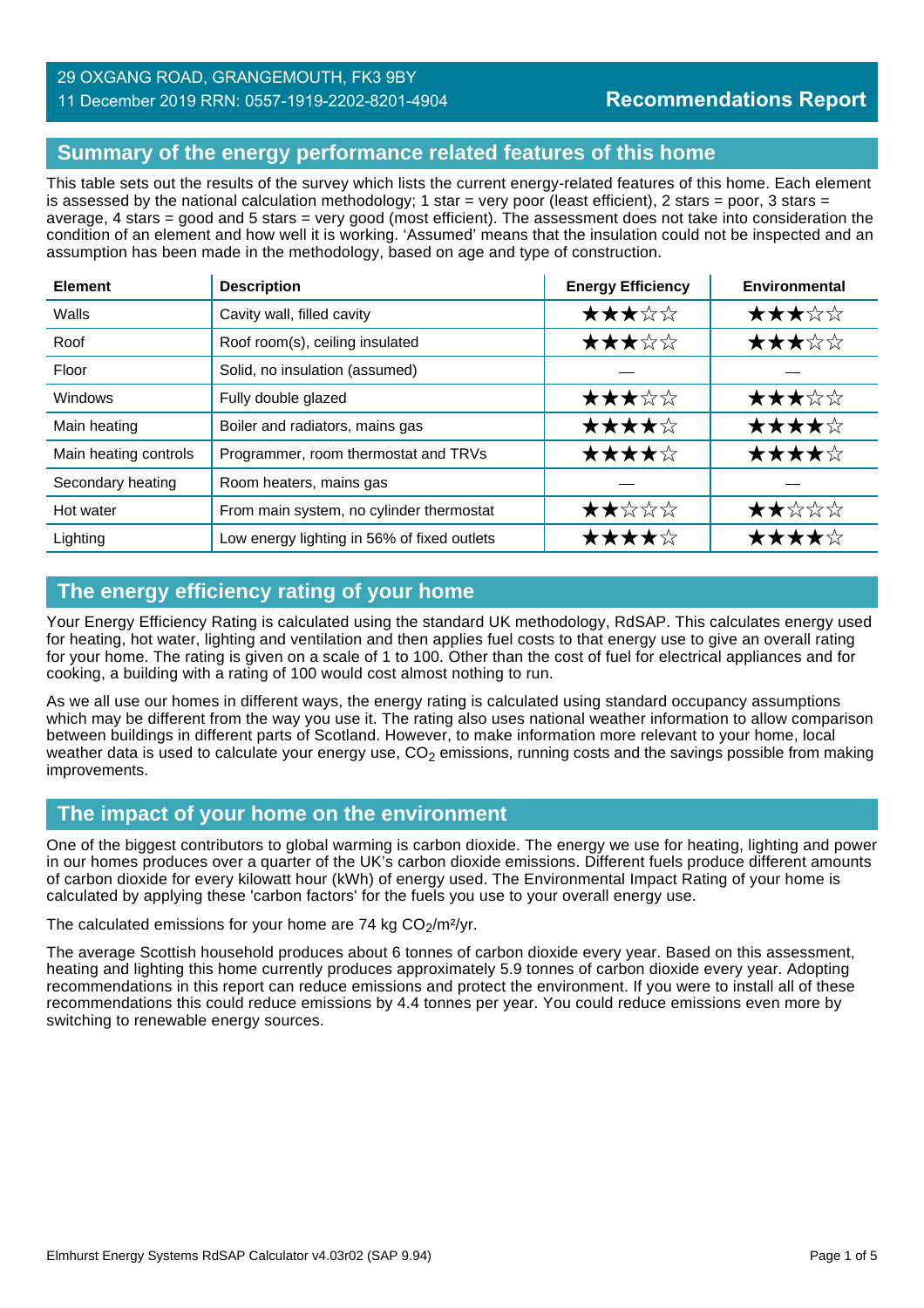29 OXGANG ROAD, GRANGEMOUTH, FK3 9BY
11 December 2019 RRN: 0557-1919-2202-8201-4904

**Recommendations Report**

## Summary of the energy performance related features of this home

This table sets out the results of the survey which lists the current energy-related features of this home. Each element is assessed by the national calculation methodology; 1 star = very poor (least efficient), 2 stars = poor, 3 stars = average, 4 stars = good and 5 stars = very good (most efficient). The assessment does not take into consideration the condition of an element and how well it is working. 'Assumed' means that the insulation could not be inspected and an assumption has been made in the methodology, based on age and type of construction.

| Element | Description | Energy Efficiency | Environmental |
|---|---|---|---|
| Walls | Cavity wall, filled cavity | ★★★☆☆ | ★★★☆☆ |
| Roof | Roof room(s), ceiling insulated | ★★★☆☆ | ★★★☆☆ |
| Floor | Solid, no insulation (assumed) | — | — |
| Windows | Fully double glazed | ★★★☆☆ | ★★★☆☆ |
| Main heating | Boiler and radiators, mains gas | ★★★★☆ | ★★★★☆ |
| Main heating controls | Programmer, room thermostat and TRVs | ★★★★☆ | ★★★★☆ |
| Secondary heating | Room heaters, mains gas | — | — |
| Hot water | From main system, no cylinder thermostat | ★★☆☆☆ | ★★☆☆☆ |
| Lighting | Low energy lighting in 56% of fixed outlets | ★★★★☆ | ★★★★☆ |

## The energy efficiency rating of your home

Your Energy Efficiency Rating is calculated using the standard UK methodology, RdSAP. This calculates energy used for heating, hot water, lighting and ventilation and then applies fuel costs to that energy use to give an overall rating for your home. The rating is given on a scale of 1 to 100. Other than the cost of fuel for electrical appliances and for cooking, a building with a rating of 100 would cost almost nothing to run.

As we all use our homes in different ways, the energy rating is calculated using standard occupancy assumptions which may be different from the way you use it. The rating also uses national weather information to allow comparison between buildings in different parts of Scotland. However, to make information more relevant to your home, local weather data is used to calculate your energy use, $CO_2$ emissions, running costs and the savings possible from making improvements.

## The impact of your home on the environment

One of the biggest contributors to global warming is carbon dioxide. The energy we use for heating, lighting and power in our homes produces over a quarter of the UK's carbon dioxide emissions. Different fuels produce different amounts of carbon dioxide for every kilowatt hour (kWh) of energy used. The Environmental Impact Rating of your home is calculated by applying these 'carbon factors' for the fuels you use to your overall energy use.

The calculated emissions for your home are 74 kg $CO_2$/m²/yr.

The average Scottish household produces about 6 tonnes of carbon dioxide every year. Based on this assessment, heating and lighting this home currently produces approximately 5.9 tonnes of carbon dioxide every year. Adopting recommendations in this report can reduce emissions and protect the environment. If you were to install all of these recommendations this could reduce emissions by 4.4 tonnes per year. You could reduce emissions even more by switching to renewable energy sources.

Elmhurst Energy Systems RdSAP Calculator v4.03r02 (SAP 9.94)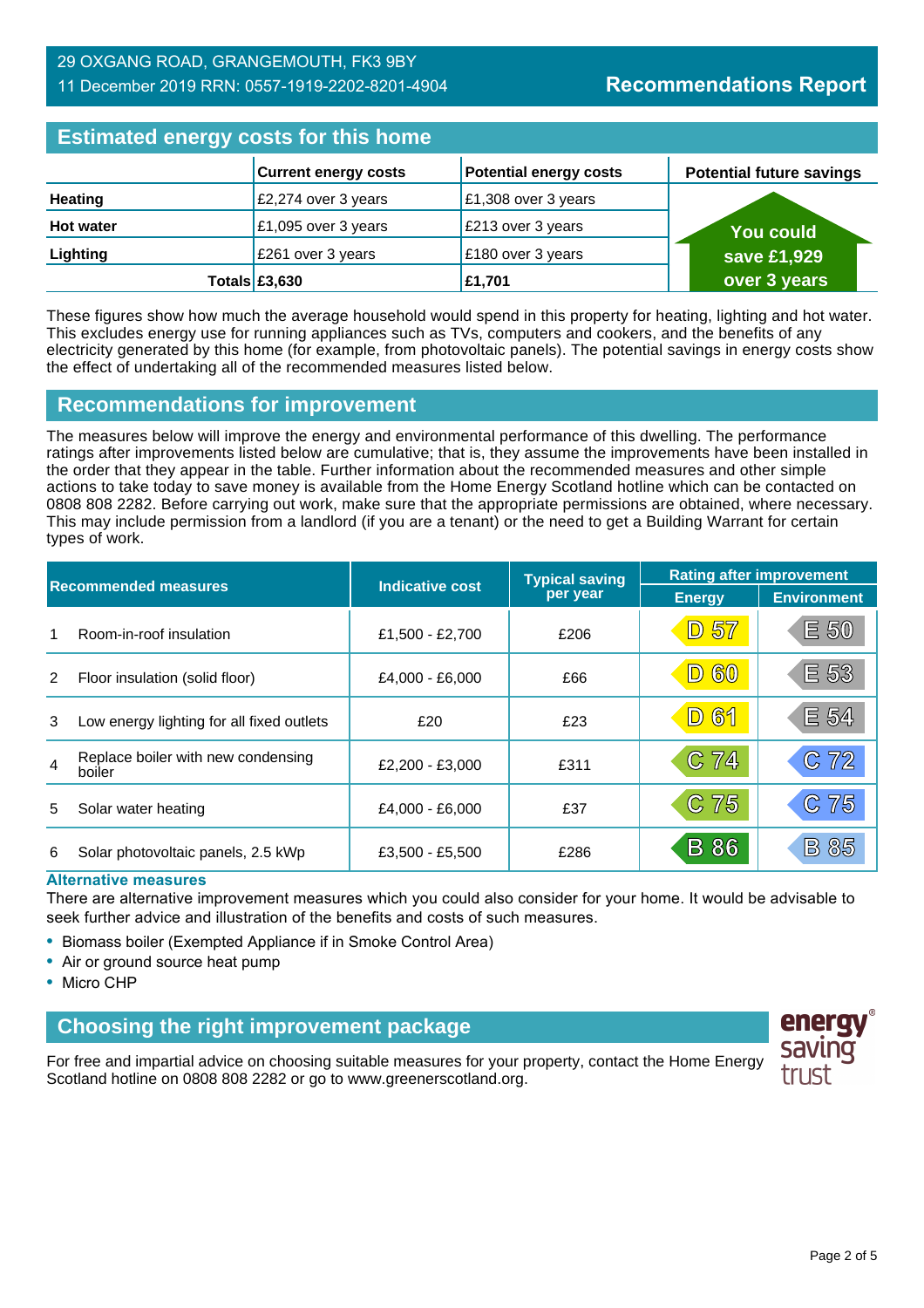29 OXGANG ROAD, GRANGEMOUTH, FK3 9BY
11 December 2019 RRN: 0557-1919-2202-8201-4904

**Recommendations Report**

## Estimated energy costs for this home

| | Current energy costs | Potential energy costs | Potential future savings |
|---|---|---|---|
| **Heating** | £2,274 over 3 years | £1,308 over 3 years | You could save £1,929 over 3 years |
| **Hot water** | £1,095 over 3 years | £213 over 3 years | |
| **Lighting** | £261 over 3 years | £180 over 3 years | |
| **Totals** | **£3,630** | **£1,701** | |

These figures show how much the average household would spend in this property for heating, lighting and hot water. This excludes energy use for running appliances such as TVs, computers and cookers, and the benefits of any electricity generated by this home (for example, from photovoltaic panels). The potential savings in energy costs show the effect of undertaking all of the recommended measures listed below.

## Recommendations for improvement

The measures below will improve the energy and environmental performance of this dwelling. The performance ratings after improvements listed below are cumulative; that is, they assume the improvements have been installed in the order that they appear in the table. Further information about the recommended measures and other simple actions to take today to save money is available from the Home Energy Scotland hotline which can be contacted on 0808 808 2282. Before carrying out work, make sure that the appropriate permissions are obtained, where necessary. This may include permission from a landlord (if you are a tenant) or the need to get a Building Warrant for certain types of work.

| | Recommended measures | Indicative cost | Typical saving per year | Rating after improvement | |
|---|---|---|---|---|---|
| | | | | Energy | Environment |
| 1 | Room-in-roof insulation | £1,500 - £2,700 | £206 | D 57 | E 50 |
| 2 | Floor insulation (solid floor) | £4,000 - £6,000 | £66 | D 60 | E 53 |
| 3 | Low energy lighting for all fixed outlets | £20 | £23 | D 61 | E 54 |
| 4 | Replace boiler with new condensing boiler | £2,200 - £3,000 | £311 | C 74 | C 72 |
| 5 | Solar water heating | £4,000 - £6,000 | £37 | C 75 | C 75 |
| 6 | Solar photovoltaic panels, 2.5 kWp | £3,500 - £5,500 | £286 | B 86 | B 85 |

### Alternative measures

There are alternative improvement measures which you could also consider for your home. It would be advisable to seek further advice and illustration of the benefits and costs of such measures.

- Biomass boiler (Exempted Appliance if in Smoke Control Area)
- Air or ground source heat pump
- Micro CHP

## Choosing the right improvement package

For free and impartial advice on choosing suitable measures for your property, contact the Home Energy Scotland hotline on 0808 808 2282 or go to www.greenerscotland.org.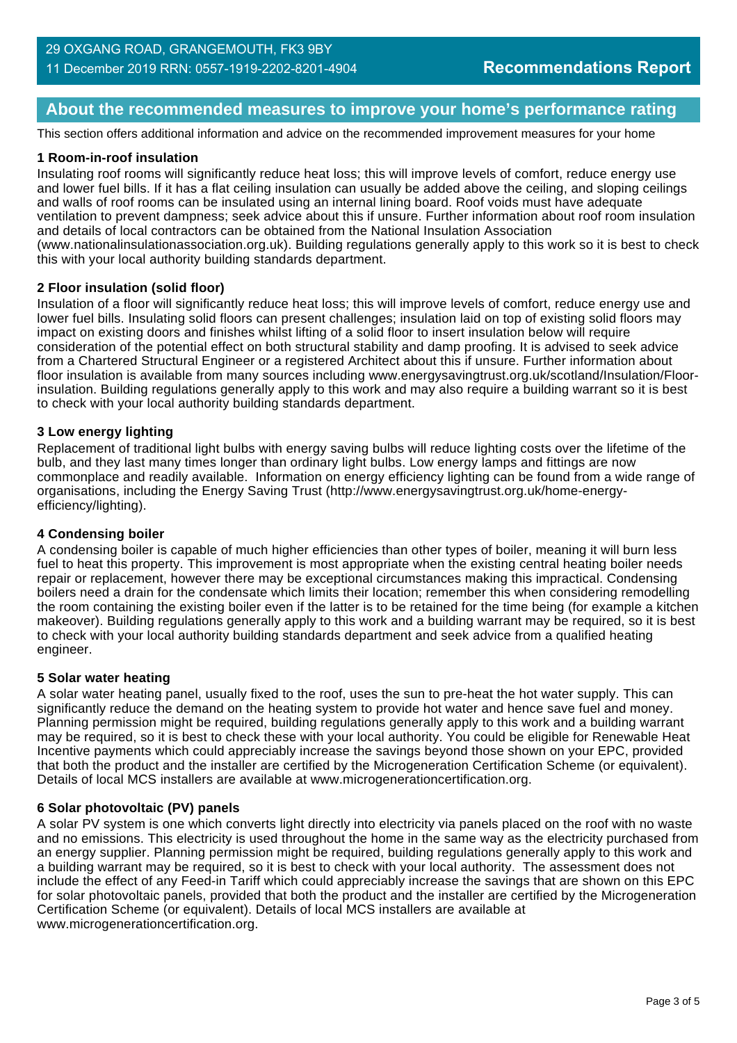## About the recommended measures to improve your home's performance rating

This section offers additional information and advice on the recommended improvement measures for your home

### 1 Room-in-roof insulation

Insulating roof rooms will significantly reduce heat loss; this will improve levels of comfort, reduce energy use and lower fuel bills. If it has a flat ceiling insulation can usually be added above the ceiling, and sloping ceilings and walls of roof rooms can be insulated using an internal lining board. Roof voids must have adequate ventilation to prevent dampness; seek advice about this if unsure. Further information about roof room insulation and details of local contractors can be obtained from the National Insulation Association (www.nationalinsulationassociation.org.uk). Building regulations generally apply to this work so it is best to check this with your local authority building standards department.

### 2 Floor insulation (solid floor)

Insulation of a floor will significantly reduce heat loss; this will improve levels of comfort, reduce energy use and lower fuel bills. Insulating solid floors can present challenges; insulation laid on top of existing solid floors may impact on existing doors and finishes whilst lifting of a solid floor to insert insulation below will require consideration of the potential effect on both structural stability and damp proofing. It is advised to seek advice from a Chartered Structural Engineer or a registered Architect about this if unsure. Further information about floor insulation is available from many sources including www.energysavingtrust.org.uk/scotland/Insulation/Floor-insulation. Building regulations generally apply to this work and may also require a building warrant so it is best to check with your local authority building standards department.

### 3 Low energy lighting

Replacement of traditional light bulbs with energy saving bulbs will reduce lighting costs over the lifetime of the bulb, and they last many times longer than ordinary light bulbs. Low energy lamps and fittings are now commonplace and readily available. Information on energy efficiency lighting can be found from a wide range of organisations, including the Energy Saving Trust (http://www.energysavingtrust.org.uk/home-energy-efficiency/lighting).

### 4 Condensing boiler

A condensing boiler is capable of much higher efficiencies than other types of boiler, meaning it will burn less fuel to heat this property. This improvement is most appropriate when the existing central heating boiler needs repair or replacement, however there may be exceptional circumstances making this impractical. Condensing boilers need a drain for the condensate which limits their location; remember this when considering remodelling the room containing the existing boiler even if the latter is to be retained for the time being (for example a kitchen makeover). Building regulations generally apply to this work and a building warrant may be required, so it is best to check with your local authority building standards department and seek advice from a qualified heating engineer.

### 5 Solar water heating

A solar water heating panel, usually fixed to the roof, uses the sun to pre-heat the hot water supply. This can significantly reduce the demand on the heating system to provide hot water and hence save fuel and money. Planning permission might be required, building regulations generally apply to this work and a building warrant may be required, so it is best to check these with your local authority. You could be eligible for Renewable Heat Incentive payments which could appreciably increase the savings beyond those shown on your EPC, provided that both the product and the installer are certified by the Microgeneration Certification Scheme (or equivalent). Details of local MCS installers are available at www.microgenerationcertification.org.

### 6 Solar photovoltaic (PV) panels

A solar PV system is one which converts light directly into electricity via panels placed on the roof with no waste and no emissions. This electricity is used throughout the home in the same way as the electricity purchased from an energy supplier. Planning permission might be required, building regulations generally apply to this work and a building warrant may be required, so it is best to check with your local authority. The assessment does not include the effect of any Feed-in Tariff which could appreciably increase the savings that are shown on this EPC for solar photovoltaic panels, provided that both the product and the installer are certified by the Microgeneration Certification Scheme (or equivalent). Details of local MCS installers are available at www.microgenerationcertification.org.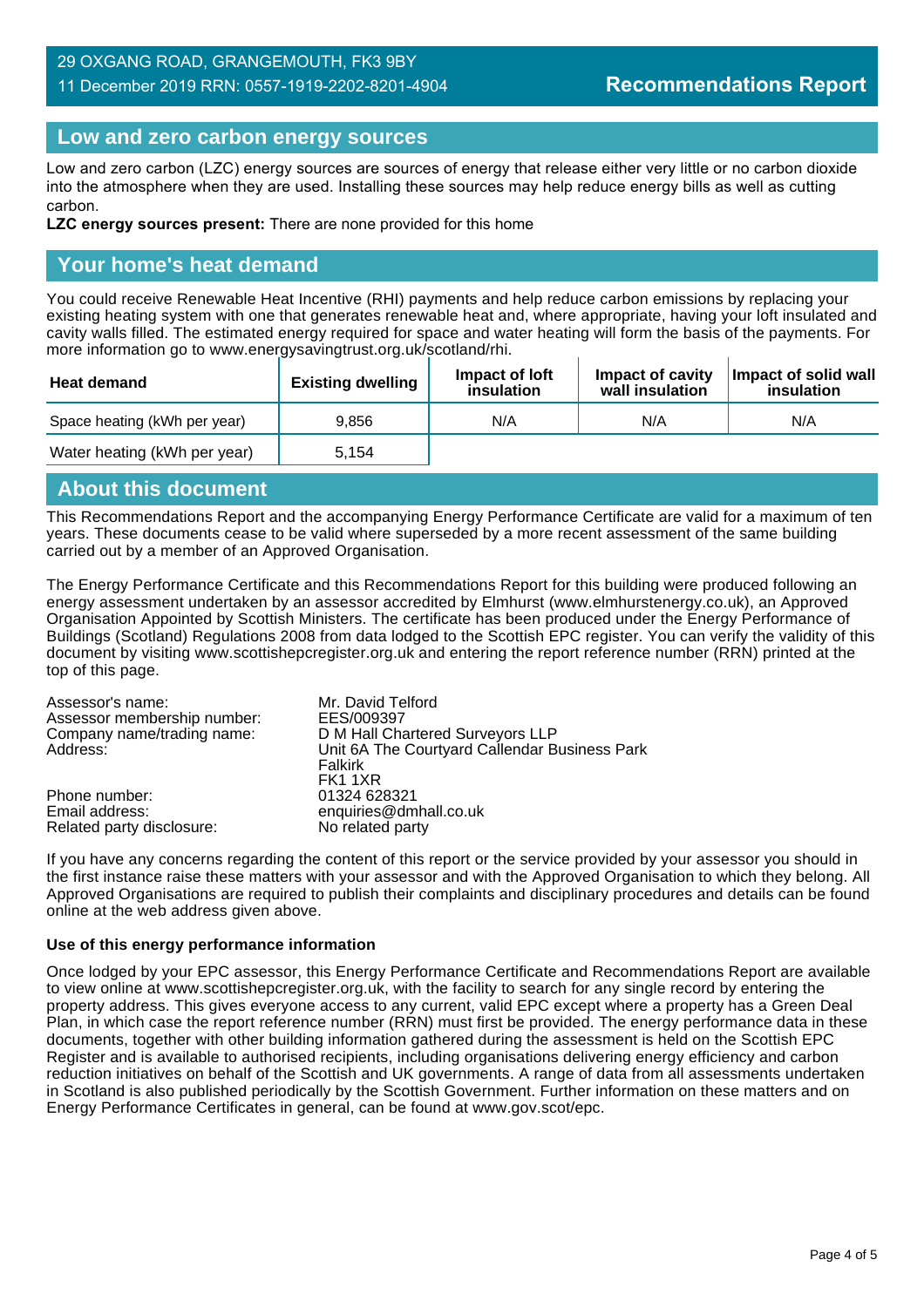## Low and zero carbon energy sources

Low and zero carbon (LZC) energy sources are sources of energy that release either very little or no carbon dioxide into the atmosphere when they are used. Installing these sources may help reduce energy bills as well as cutting carbon.

**LZC energy sources present:** There are none provided for this home

## Your home's heat demand

You could receive Renewable Heat Incentive (RHI) payments and help reduce carbon emissions by replacing your existing heating system with one that generates renewable heat and, where appropriate, having your loft insulated and cavity walls filled. The estimated energy required for space and water heating will form the basis of the payments. For more information go to www.energysavingtrust.org.uk/scotland/rhi.

| Heat demand | Existing dwelling | Impact of loft insulation | Impact of cavity wall insulation | Impact of solid wall insulation |
|---|---|---|---|---|
| Space heating (kWh per year) | 9,856 | N/A | N/A | N/A |
| Water heating (kWh per year) | 5,154 | | | |

## About this document

This Recommendations Report and the accompanying Energy Performance Certificate are valid for a maximum of ten years. These documents cease to be valid where superseded by a more recent assessment of the same building carried out by a member of an Approved Organisation.

The Energy Performance Certificate and this Recommendations Report for this building were produced following an energy assessment undertaken by an assessor accredited by Elmhurst (www.elmhurstenergy.co.uk), an Approved Organisation Appointed by Scottish Ministers. The certificate has been produced under the Energy Performance of Buildings (Scotland) Regulations 2008 from data lodged to the Scottish EPC register. You can verify the validity of this document by visiting www.scottishepcregister.org.uk and entering the report reference number (RRN) printed at the top of this page.

Assessor's name: Mr. David Telford
Assessor membership number: EES/009397
Company name/trading name: D M Hall Chartered Surveyors LLP
Address: Unit 6A The Courtyard Callendar Business Park
Falkirk
FK1 1XR
Phone number: 01324 628321
Email address: enquiries@dmhall.co.uk
Related party disclosure: No related party

If you have any concerns regarding the content of this report or the service provided by your assessor you should in the first instance raise these matters with your assessor and with the Approved Organisation to which they belong. All Approved Organisations are required to publish their complaints and disciplinary procedures and details can be found online at the web address given above.

### Use of this energy performance information

Once lodged by your EPC assessor, this Energy Performance Certificate and Recommendations Report are available to view online at www.scottishepcregister.org.uk, with the facility to search for any single record by entering the property address. This gives everyone access to any current, valid EPC except where a property has a Green Deal Plan, in which case the report reference number (RRN) must first be provided. The energy performance data in these documents, together with other building information gathered during the assessment is held on the Scottish EPC Register and is available to authorised recipients, including organisations delivering energy efficiency and carbon reduction initiatives on behalf of the Scottish and UK governments. A range of data from all assessments undertaken in Scotland is also published periodically by the Scottish Government. Further information on these matters and on Energy Performance Certificates in general, can be found at www.gov.scot/epc.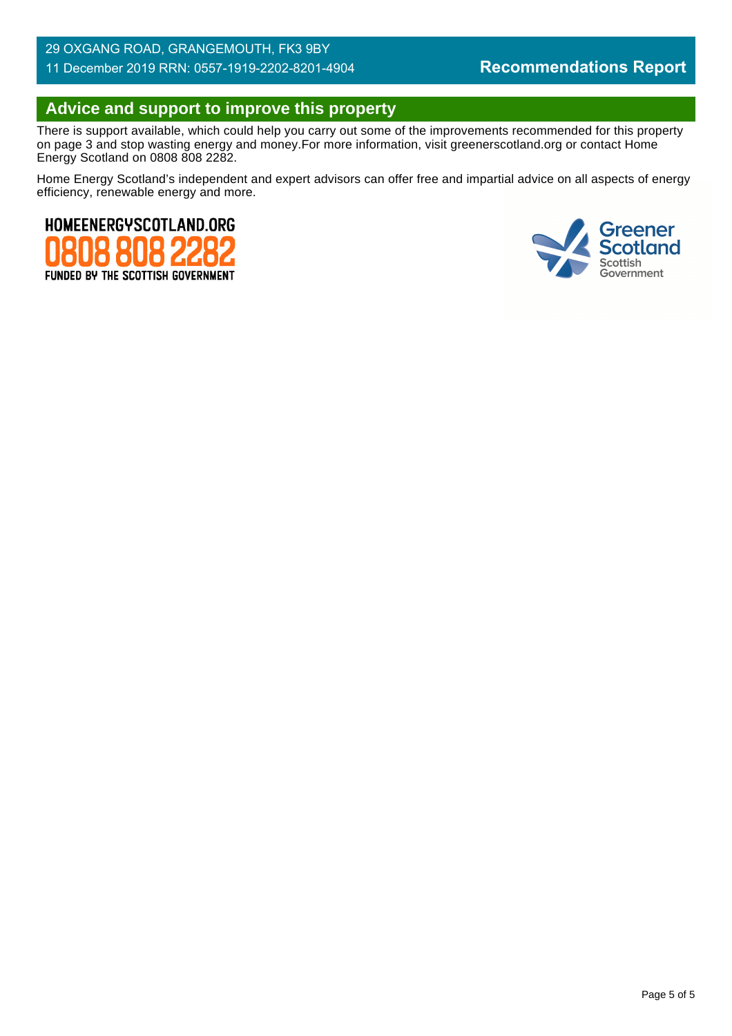## Advice and support to improve this property

There is support available, which could help you carry out some of the improvements recommended for this property on page 3 and stop wasting energy and money.For more information, visit greenerscotland.org or contact Home Energy Scotland on 0808 808 2282.

Home Energy Scotland's independent and expert advisors can offer free and impartial advice on all aspects of energy efficiency, renewable energy and more.

HOMEENERGYSCOTLAND.ORG
0808 808 2282
FUNDED BY THE SCOTTISH GOVERNMENT

Greener Scotland
Scottish Government